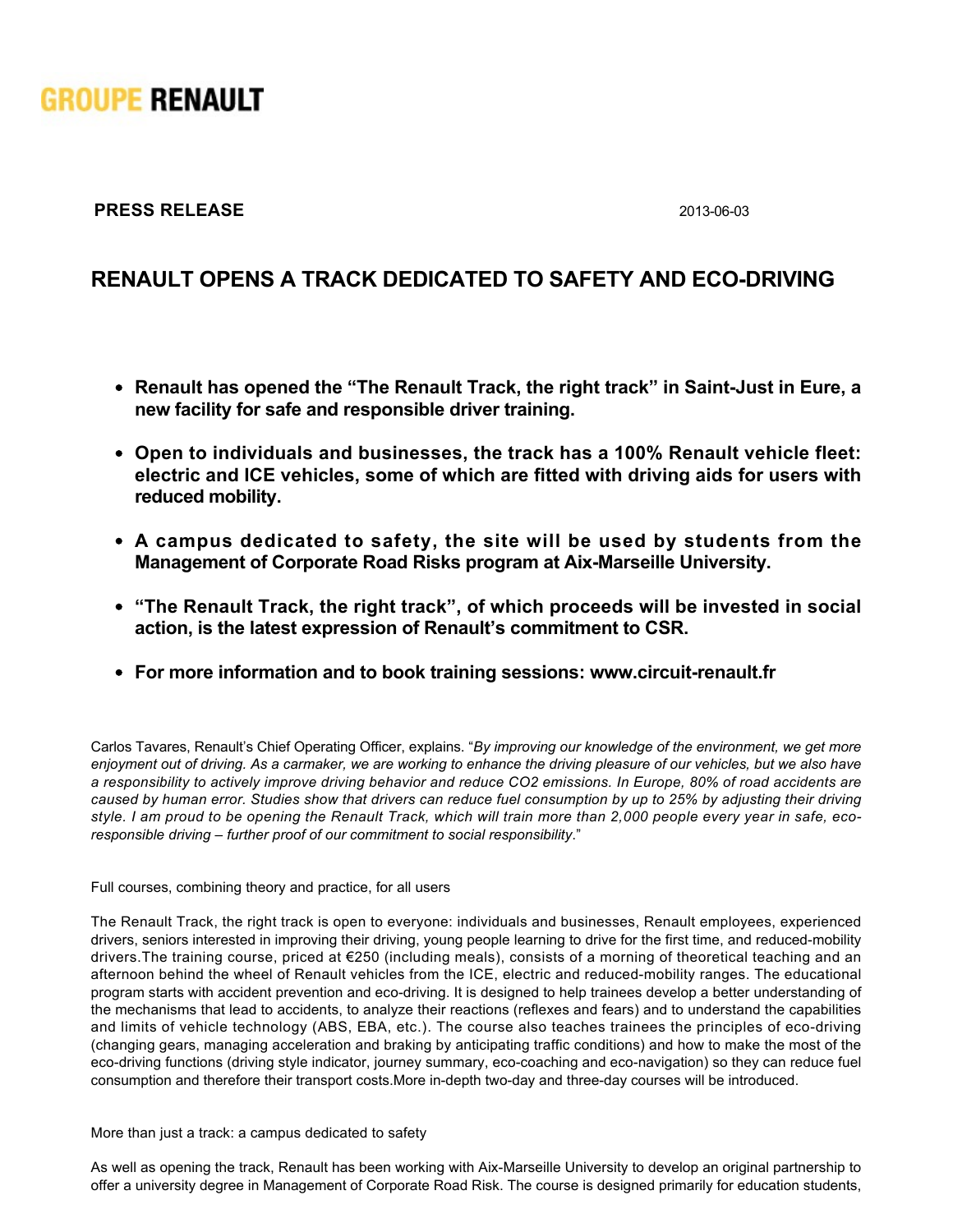GROUPE RENAULT

**PRESS RELEASE** 2013-06-03

# RENAULT OPENS A TRACK DEDICATED TO SAFETY AND ECO-DRIVING

- **Renault has opened the "The Renault Track, the right track" in Saint-Just in Eure, a new facility for safe and responsible driver training.**
- **Open to individuals and businesses, the track has a 100% Renault vehicle fleet: electric and ICE vehicles, some of which are fitted with driving aids for users with reduced mobility.**
- **A campus dedicated to safety, the site will be used by students from the Management of Corporate Road Risks program at Aix-Marseille University.**
- **"The Renault Track, the right track", of which proceeds will be invested in social action, is the latest expression of Renault's commitment to CSR.**
- **For more information and to book training sessions: www.circuit-renault.fr**

Carlos Tavares, Renault's Chief Operating Officer, explains. "*By improving our knowledge of the environment, we get more enjoyment out of driving. As a carmaker, we are working to enhance the driving pleasure of our vehicles, but we also have a responsibility to actively improve driving behavior and reduce CO2 emissions. In Europe, 80% of road accidents are caused by human error. Studies show that drivers can reduce fuel consumption by up to 25% by adjusting their driving style. I am proud to be opening the Renault Track, which will train more than 2,000 people every year in safe, eco-responsible driving – further proof of our commitment to social responsibility*."

Full courses, combining theory and practice, for all users

The Renault Track, the right track is open to everyone: individuals and businesses, Renault employees, experienced drivers, seniors interested in improving their driving, young people learning to drive for the first time, and reduced-mobility drivers.The training course, priced at €250 (including meals), consists of a morning of theoretical teaching and an afternoon behind the wheel of Renault vehicles from the ICE, electric and reduced-mobility ranges. The educational program starts with accident prevention and eco-driving. It is designed to help trainees develop a better understanding of the mechanisms that lead to accidents, to analyze their reactions (reflexes and fears) and to understand the capabilities and limits of vehicle technology (ABS, EBA, etc.). The course also teaches trainees the principles of eco-driving (changing gears, managing acceleration and braking by anticipating traffic conditions) and how to make the most of the eco-driving functions (driving style indicator, journey summary, eco-coaching and eco-navigation) so they can reduce fuel consumption and therefore their transport costs.More in-depth two-day and three-day courses will be introduced.

More than just a track: a campus dedicated to safety

As well as opening the track, Renault has been working with Aix-Marseille University to develop an original partnership to offer a university degree in Management of Corporate Road Risk. The course is designed primarily for education students,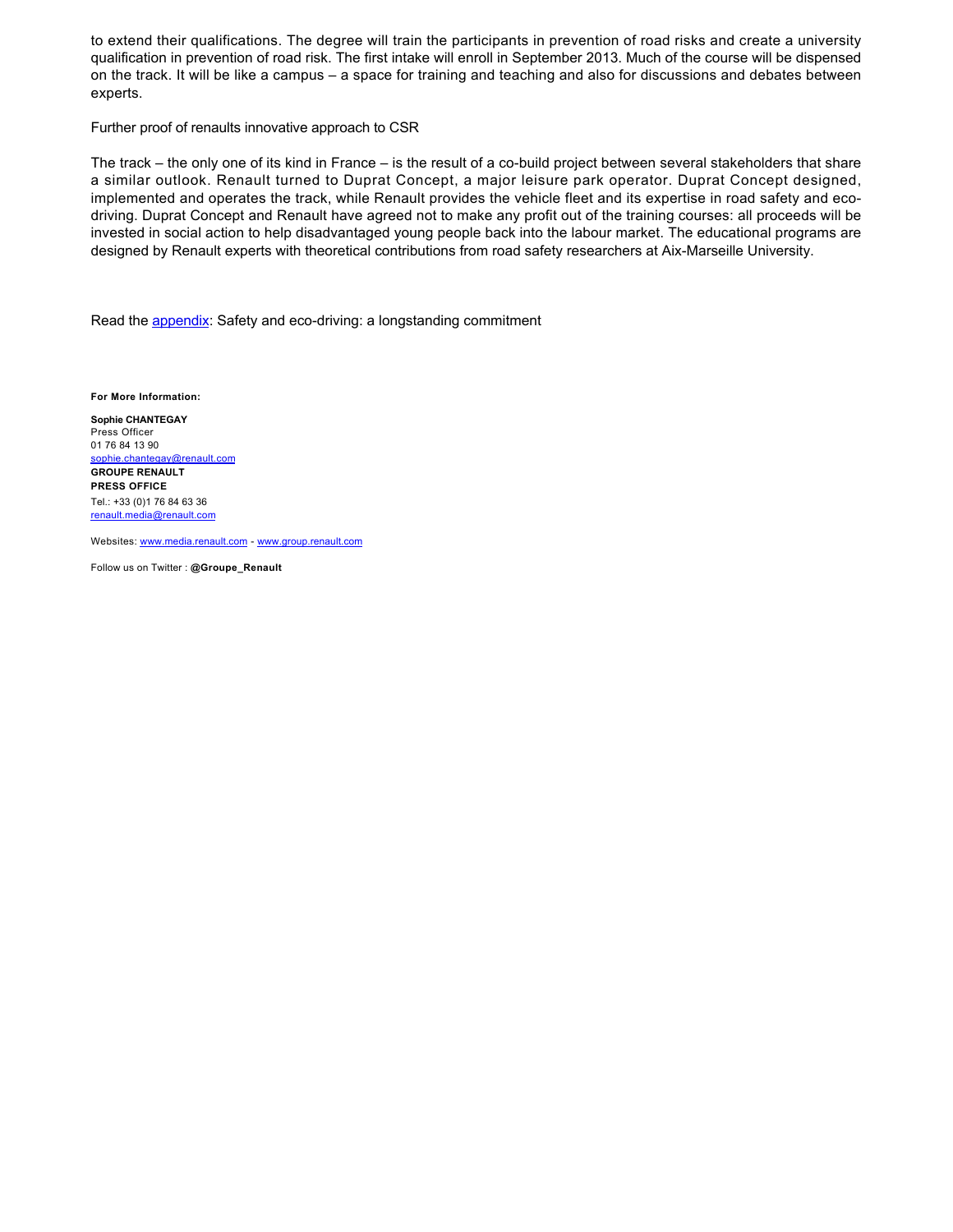to extend their qualifications. The degree will train the participants in prevention of road risks and create a university qualification in prevention of road risk. The first intake will enroll in September 2013. Much of the course will be dispensed on the track. It will be like a campus – a space for training and teaching and also for discussions and debates between experts.

Further proof of renaults innovative approach to CSR

The track – the only one of its kind in France – is the result of a co-build project between several stakeholders that share a similar outlook. Renault turned to Duprat Concept, a major leisure park operator. Duprat Concept designed, implemented and operates the track, while Renault provides the vehicle fleet and its expertise in road safety and eco-driving. Duprat Concept and Renault have agreed not to make any profit out of the training courses: all proceeds will be invested in social action to help disadvantaged young people back into the labour market. The educational programs are designed by Renault experts with theoretical contributions from road safety researchers at Aix-Marseille University.

Read the appendix: Safety and eco-driving: a longstanding commitment

**For More Information:**

**Sophie CHANTEGAY**
Press Officer
01 76 84 13 90
sophie.chantegay@renault.com
**GROUPE RENAULT**
**PRESS OFFICE**
Tel.: +33 (0)1 76 84 63 36
renault.media@renault.com

Websites: www.media.renault.com - www.group.renault.com

Follow us on Twitter : **@Groupe_Renault**